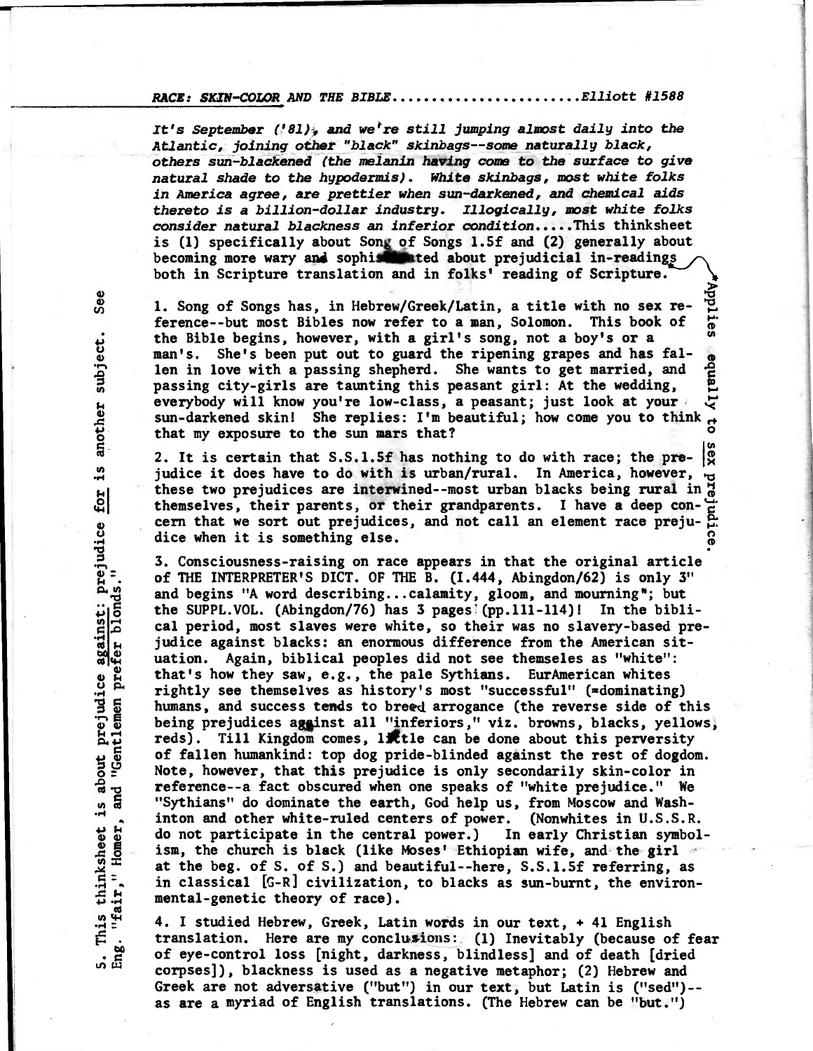*RACE: SKIN-COLOR AND THE BIBLE.......................Elliott #1588*

*It's September ('81), and we're still jumping almost daily into the Atlantic, joining other "black" skinbags--some naturally black, others sun-blackened (the melanin having come to the surface to give natural shade to the hypodermis). White skinbags, most white folks in America agree, are prettier when sun-darkened, and chemical aids thereto is a billion-dollar industry. Illogically, most white folks consider natural blackness an inferior condition.....*This thinksheet is (1) specifically about Song of Songs 1.5f and (2) generally about becoming more wary and sophisticated about prejudicial in-readings* both in Scripture translation and in folks' reading of Scripture.

*Applies equally to sex prejudice.

1. Song of Songs has, in Hebrew/Greek/Latin, a title with no sex reference--but most Bibles now refer to a man, Solomon. This book of the Bible begins, however, with a girl's song, not a boy's or a man's. She's been put out to guard the ripening grapes and has fallen in love with a passing shepherd. She wants to get married, and passing city-girls are taunting this peasant girl: At the wedding, everybody will know you're low-class, a peasant; just look at your sun-darkened skin! She replies: I'm beautiful; how come you to think that my exposure to the sun mars that?

2. It is certain that S.S.1.5f has nothing to do with race; the prejudice it does have to do with is urban/rural. In America, however, these two prejudices are interwined--most urban blacks being rural in themselves, their parents, or their grandparents. I have a deep concern that we sort out prejudices, and not call an element race prejudice when it is something else.

3. Consciousness-raising on race appears in that the original article of THE INTERPRETER'S DICT. OF THE B. (I.444, Abingdon/62) is only 3" and begins "A word describing...calamity, gloom, and mourning"; but the SUPPL.VOL. (Abingdon/76) has 3 pages (pp.111-114)! In the biblical period, most slaves were white, so their was no slavery-based prejudice against blacks: an enormous difference from the American situation. Again, biblical peoples did not see themseles as "white": that's how they saw, e.g., the pale Sythians. EurAmerican whites rightly see themselves as history's most "successful" (=dominating) humans, and success tends to breed arrogance (the reverse side of this being prejudices against all "inferiors," viz. browns, blacks, yellows, reds). Till Kingdom comes, little can be done about this perversity of fallen humankind: top dog pride-blinded against the rest of dogdom. Note, however, that this prejudice is only secondarily skin-color in reference--a fact obscured when one speaks of "white prejudice." We "Sythians" do dominate the earth, God help us, from Moscow and Washinton and other white-ruled centers of power. (Nonwhites in U.S.S.R. do not participate in the central power.) In early Christian symbolism, the church is black (like Moses' Ethiopian wife, and the girl at the beg. of S. of S.) and beautiful--here, S.S.1.5f referring, as in classical [G-R] civilization, to blacks as sun-burnt, the environmental-genetic theory of race).

4. I studied Hebrew, Greek, Latin words in our text, + 41 English translation. Here are my conclusions: (1) Inevitably (because of fear of eye-control loss [night, darkness, blindless] and of death [dried corpses]), blackness is used as a negative metaphor; (2) Hebrew and Greek are not adversative ("but") in our text, but Latin is ("sed")--as are a myriad of English translations. (The Hebrew can be "but.")

5. This thinksheet is about prejudice against: prejudice for is another subject. See Eng. "fair," Homer, and "Gentlemen prefer blonds."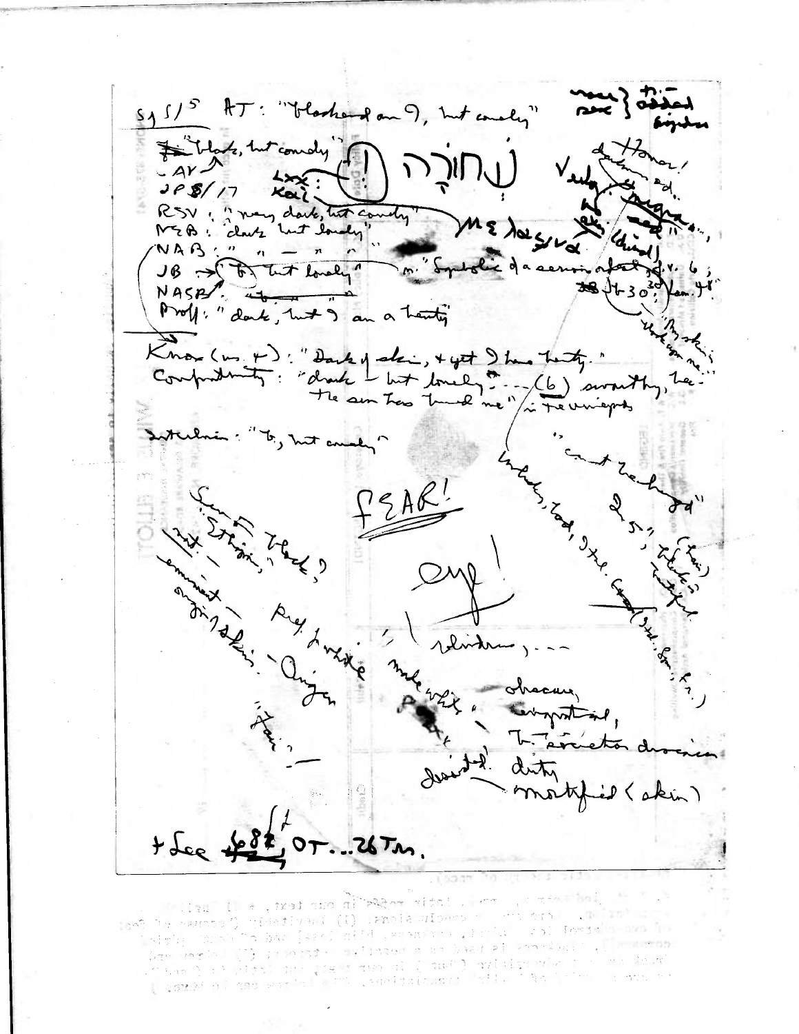S of S 1^5 AT: "blackened am I, but comely"

"black, but comely"
- AV
- JPS/17
- RSV: "very dark, but comely"
- NEB: "dark but lovely"
- NAB: " " — " "
- JB → (B) but lovely"
- NASB: " "
- Proff: "dark, but I am a beauty"

LXX: Kai

נְחוֹרָה

Vulg.: nigra

μελαινα

Knox (vs. 4): "Dark of skin, and yet I have beauty."

Confraternity: "dark — but lovely" ... (6) swarthy, bec the sun has burned me" in the vineyards

Interlinear: "B., but comely"

FEAR!

eye!

obscure, corrupted, ... dissolved duty, mortified (skin)

+ See 687, OT... 26 Tr.